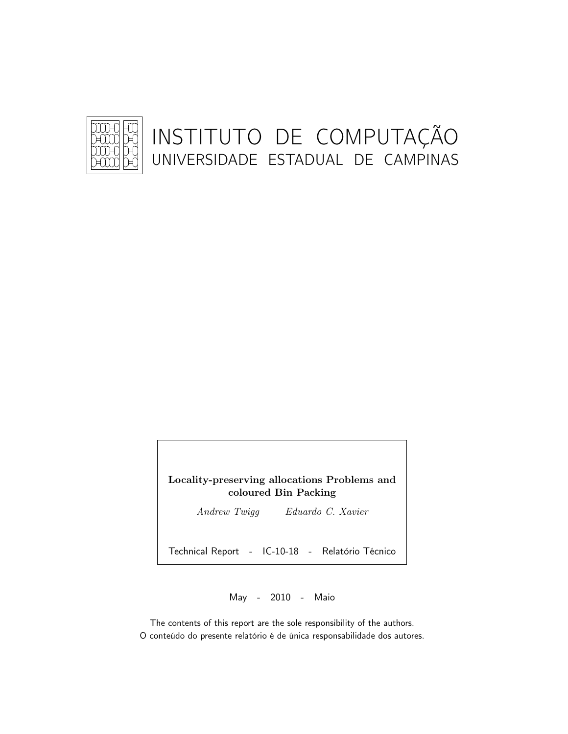# INSTITUTO DE COMPUTAÇÃO
## UNIVERSIDADE ESTADUAL DE CAMPINAS

**Locality-preserving allocations Problems and coloured Bin Packing**

*Andrew Twigg* *Eduardo C. Xavier*

Technical Report - IC-10-18 - Relatório Técnico

May - 2010 - Maio

The contents of this report are the sole responsibility of the authors.
O conteúdo do presente relatório é de única responsabilidade dos autores.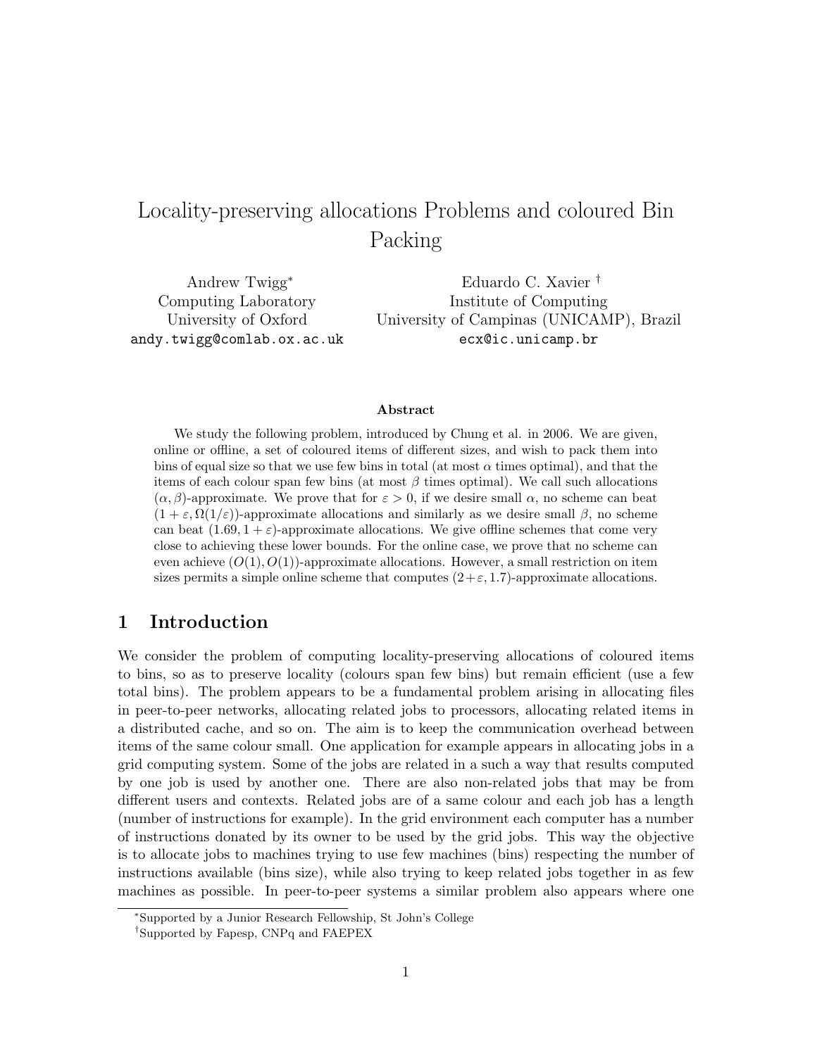# Locality-preserving allocations Problems and coloured Bin Packing

Andrew Twigg[*]
Computing Laboratory
University of Oxford
andy.twigg@comlab.ox.ac.uk

Eduardo C. Xavier[†]
Institute of Computing
University of Campinas (UNICAMP), Brazil
ecx@ic.unicamp.br

**Abstract**

We study the following problem, introduced by Chung et al. in 2006. We are given, online or offline, a set of coloured items of different sizes, and wish to pack them into bins of equal size so that we use few bins in total (at most $\alpha$ times optimal), and that the items of each colour span few bins (at most $\beta$ times optimal). We call such allocations $(\alpha, \beta)$-approximate. We prove that for $\varepsilon > 0$, if we desire small $\alpha$, no scheme can beat $(1 + \varepsilon, \Omega(1/\varepsilon))$-approximate allocations and similarly as we desire small $\beta$, no scheme can beat $(1.69, 1 + \varepsilon)$-approximate allocations. We give offline schemes that come very close to achieving these lower bounds. For the online case, we prove that no scheme can even achieve $(O(1), O(1))$-approximate allocations. However, a small restriction on item sizes permits a simple online scheme that computes $(2+\varepsilon, 1.7)$-approximate allocations.

## 1 Introduction

We consider the problem of computing locality-preserving allocations of coloured items to bins, so as to preserve locality (colours span few bins) but remain efficient (use a few total bins). The problem appears to be a fundamental problem arising in allocating files in peer-to-peer networks, allocating related jobs to processors, allocating related items in a distributed cache, and so on. The aim is to keep the communication overhead between items of the same colour small. One application for example appears in allocating jobs in a grid computing system. Some of the jobs are related in a such a way that results computed by one job is used by another one. There are also non-related jobs that may be from different users and contexts. Related jobs are of a same colour and each job has a length (number of instructions for example). In the grid environment each computer has a number of instructions donated by its owner to be used by the grid jobs. This way the objective is to allocate jobs to machines trying to use few machines (bins) respecting the number of instructions available (bins size), while also trying to keep related jobs together in as few machines as possible. In peer-to-peer systems a similar problem also appears where one

[*]Supported by a Junior Research Fellowship, St John's College

[†]Supported by Fapesp, CNPq and FAEPEX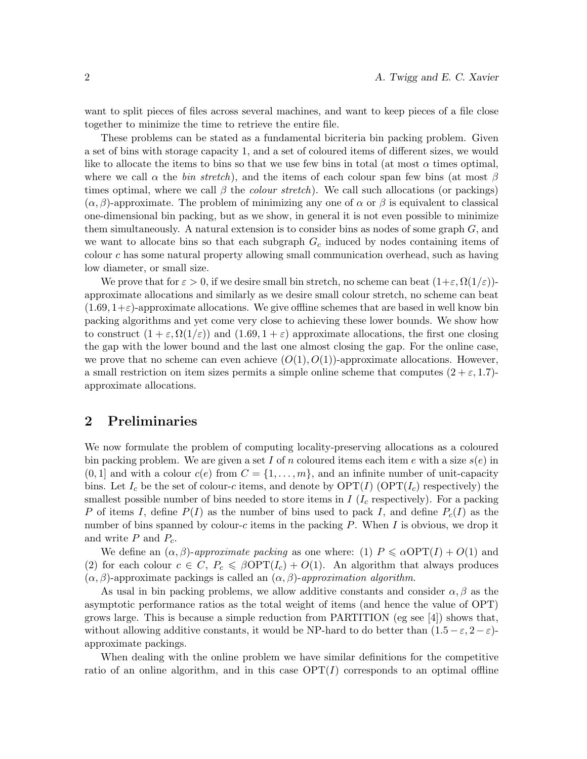want to split pieces of files across several machines, and want to keep pieces of a file close together to minimize the time to retrieve the entire file.

These problems can be stated as a fundamental bicriteria bin packing problem. Given a set of bins with storage capacity 1, and a set of coloured items of different sizes, we would like to allocate the items to bins so that we use few bins in total (at most $\alpha$ times optimal, where we call $\alpha$ the *bin stretch*), and the items of each colour span few bins (at most $\beta$ times optimal, where we call $\beta$ the *colour stretch*). We call such allocations (or packings) $(\alpha, \beta)$-approximate. The problem of minimizing any one of $\alpha$ or $\beta$ is equivalent to classical one-dimensional bin packing, but as we show, in general it is not even possible to minimize them simultaneously. A natural extension is to consider bins as nodes of some graph $G$, and we want to allocate bins so that each subgraph $G_c$ induced by nodes containing items of colour $c$ has some natural property allowing small communication overhead, such as having low diameter, or small size.

We prove that for $\varepsilon > 0$, if we desire small bin stretch, no scheme can beat $(1+\varepsilon, \Omega(1/\varepsilon))$-approximate allocations and similarly as we desire small colour stretch, no scheme can beat $(1.69, 1+\varepsilon)$-approximate allocations. We give offline schemes that are based in well know bin packing algorithms and yet come very close to achieving these lower bounds. We show how to construct $(1+\varepsilon, \Omega(1/\varepsilon))$ and $(1.69, 1+\varepsilon)$ approximate allocations, the first one closing the gap with the lower bound and the last one almost closing the gap. For the online case, we prove that no scheme can even achieve $(O(1), O(1))$-approximate allocations. However, a small restriction on item sizes permits a simple online scheme that computes $(2+\varepsilon, 1.7)$-approximate allocations.

## 2 Preliminaries

We now formulate the problem of computing locality-preserving allocations as a coloured bin packing problem. We are given a set $I$ of $n$ coloured items each item $e$ with a size $s(e)$ in $(0, 1]$ and with a colour $c(e)$ from $C = \{1, \ldots, m\}$, and an infinite number of unit-capacity bins. Let $I_c$ be the set of colour-$c$ items, and denote by $\mathrm{OPT}(I)$ ($\mathrm{OPT}(I_c)$ respectively) the smallest possible number of bins needed to store items in $I$ ($I_c$ respectively). For a packing $P$ of items $I$, define $P(I)$ as the number of bins used to pack $I$, and define $P_c(I)$ as the number of bins spanned by colour-$c$ items in the packing $P$. When $I$ is obvious, we drop it and write $P$ and $P_c$.

We define an $(\alpha, \beta)$-*approximate packing* as one where: (1) $P \leqslant \alpha \mathrm{OPT}(I) + O(1)$ and (2) for each colour $c \in C$, $P_c \leqslant \beta \mathrm{OPT}(I_c) + O(1)$. An algorithm that always produces $(\alpha, \beta)$-approximate packings is called an $(\alpha, \beta)$-*approximation algorithm*.

As usal in bin packing problems, we allow additive constants and consider $\alpha, \beta$ as the asymptotic performance ratios as the total weight of items (and hence the value of OPT) grows large. This is because a simple reduction from PARTITION (eg see [4]) shows that, without allowing additive constants, it would be NP-hard to do better than $(1.5-\varepsilon, 2-\varepsilon)$-approximate packings.

When dealing with the online problem we have similar definitions for the competitive ratio of an online algorithm, and in this case $\mathrm{OPT}(I)$ corresponds to an optimal offline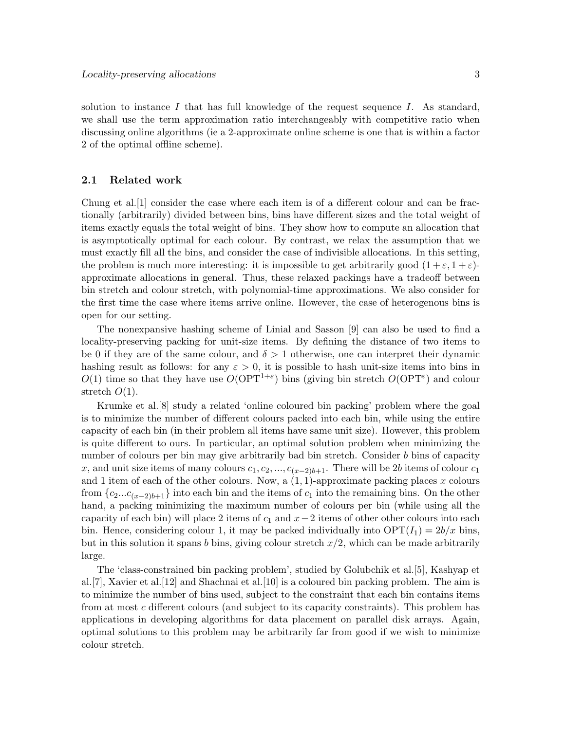solution to instance $I$ that has full knowledge of the request sequence $I$. As standard, we shall use the term approximation ratio interchangeably with competitive ratio when discussing online algorithms (ie a 2-approximate online scheme is one that is within a factor 2 of the optimal offline scheme).

### 2.1 Related work

Chung et al.[1] consider the case where each item is of a different colour and can be fractionally (arbitrarily) divided between bins, bins have different sizes and the total weight of items exactly equals the total weight of bins. They show how to compute an allocation that is asymptotically optimal for each colour. By contrast, we relax the assumption that we must exactly fill all the bins, and consider the case of indivisible allocations. In this setting, the problem is much more interesting: it is impossible to get arbitrarily good $(1+\varepsilon, 1+\varepsilon)$-approximate allocations in general. Thus, these relaxed packings have a tradeoff between bin stretch and colour stretch, with polynomial-time approximations. We also consider for the first time the case where items arrive online. However, the case of heterogenous bins is open for our setting.

The nonexpansive hashing scheme of Linial and Sasson [9] can also be used to find a locality-preserving packing for unit-size items. By defining the distance of two items to be 0 if they are of the same colour, and $\delta > 1$ otherwise, one can interpret their dynamic hashing result as follows: for any $\varepsilon > 0$, it is possible to hash unit-size items into bins in $O(1)$ time so that they have use $O(\mathrm{OPT}^{1+\varepsilon})$ bins (giving bin stretch $O(\mathrm{OPT}^{\varepsilon})$ and colour stretch $O(1)$.

Krumke et al.[8] study a related 'online coloured bin packing' problem where the goal is to minimize the number of different colours packed into each bin, while using the entire capacity of each bin (in their problem all items have same unit size). However, this problem is quite different to ours. In particular, an optimal solution problem when minimizing the number of colours per bin may give arbitrarily bad bin stretch. Consider $b$ bins of capacity $x$, and unit size items of many colours $c_1, c_2, ..., c_{(x-2)b+1}$. There will be $2b$ items of colour $c_1$ and 1 item of each of the other colours. Now, a $(1,1)$-approximate packing places $x$ colours from $\{c_2...c_{(x-2)b+1}\}$ into each bin and the items of $c_1$ into the remaining bins. On the other hand, a packing minimizing the maximum number of colours per bin (while using all the capacity of each bin) will place 2 items of $c_1$ and $x-2$ items of other other colours into each bin. Hence, considering colour 1, it may be packed individually into $\mathrm{OPT}(I_1) = 2b/x$ bins, but in this solution it spans $b$ bins, giving colour stretch $x/2$, which can be made arbitrarily large.

The 'class-constrained bin packing problem', studied by Golubchik et al.[5], Kashyap et al.[7], Xavier et al.[12] and Shachnai et al.[10] is a coloured bin packing problem. The aim is to minimize the number of bins used, subject to the constraint that each bin contains items from at most $c$ different colours (and subject to its capacity constraints). This problem has applications in developing algorithms for data placement on parallel disk arrays. Again, optimal solutions to this problem may be arbitrarily far from good if we wish to minimize colour stretch.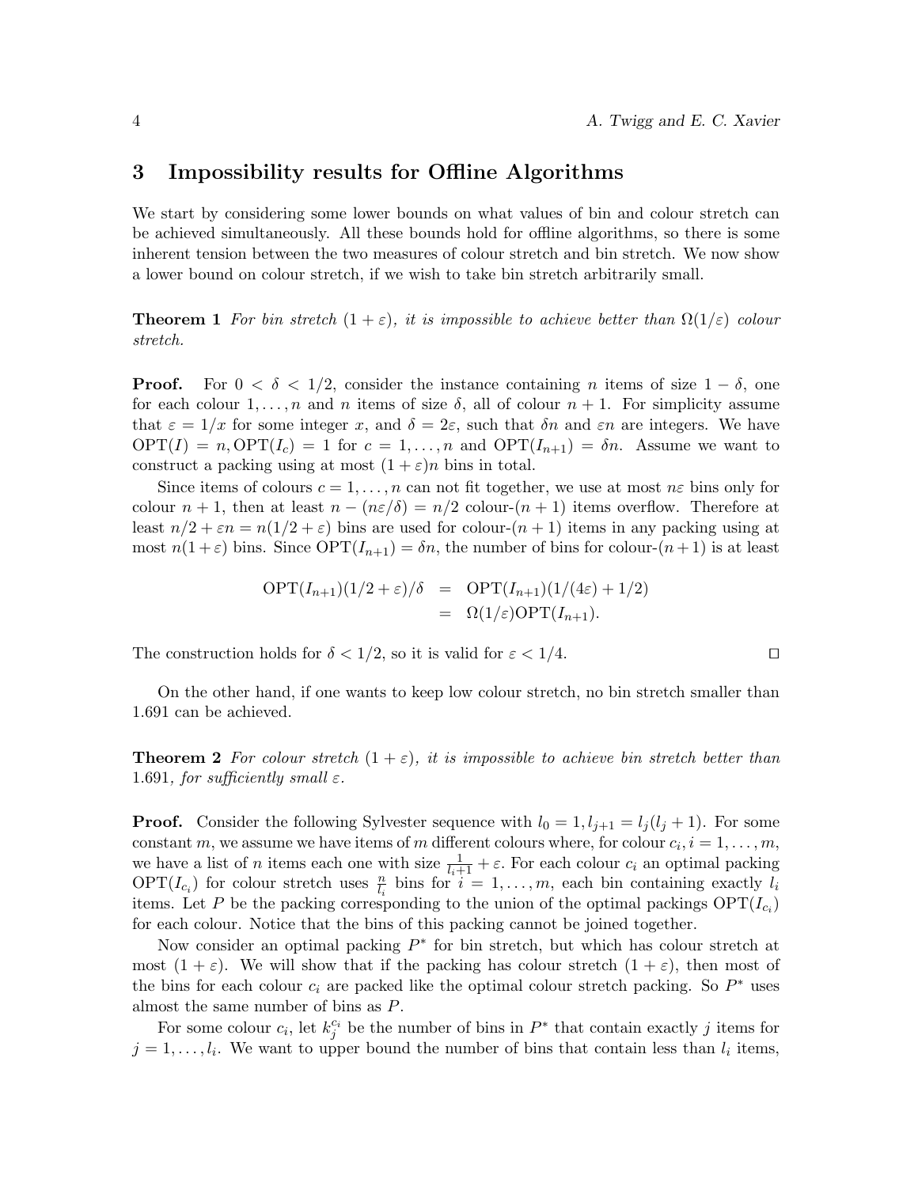## 3 Impossibility results for Offline Algorithms

We start by considering some lower bounds on what values of bin and colour stretch can be achieved simultaneously. All these bounds hold for offline algorithms, so there is some inherent tension between the two measures of colour stretch and bin stretch. We now show a lower bound on colour stretch, if we wish to take bin stretch arbitrarily small.

**Theorem 1** *For bin stretch $(1+\varepsilon)$, it is impossible to achieve better than $\Omega(1/\varepsilon)$ colour stretch.*

**Proof.** For $0 < \delta < 1/2$, consider the instance containing $n$ items of size $1-\delta$, one for each colour $1,\ldots,n$ and $n$ items of size $\delta$, all of colour $n+1$. For simplicity assume that $\varepsilon = 1/x$ for some integer $x$, and $\delta = 2\varepsilon$, such that $\delta n$ and $\varepsilon n$ are integers. We have $\mathrm{OPT}(I) = n, \mathrm{OPT}(I_c) = 1$ for $c = 1,\ldots,n$ and $\mathrm{OPT}(I_{n+1}) = \delta n$. Assume we want to construct a packing using at most $(1+\varepsilon)n$ bins in total.

Since items of colours $c = 1,\ldots,n$ can not fit together, we use at most $n\varepsilon$ bins only for colour $n+1$, then at least $n - (n\varepsilon/\delta) = n/2$ colour-$(n+1)$ items overflow. Therefore at least $n/2 + \varepsilon n = n(1/2+\varepsilon)$ bins are used for colour-$(n+1)$ items in any packing using at most $n(1+\varepsilon)$ bins. Since $\mathrm{OPT}(I_{n+1}) = \delta n$, the number of bins for colour-$(n+1)$ is at least

$$
\begin{aligned}
\mathrm{OPT}(I_{n+1})(1/2+\varepsilon)/\delta &= \mathrm{OPT}(I_{n+1})(1/(4\varepsilon)+1/2) \\
&= \Omega(1/\varepsilon)\mathrm{OPT}(I_{n+1}).
\end{aligned}
$$

The construction holds for $\delta < 1/2$, so it is valid for $\varepsilon < 1/4$. ◻

On the other hand, if one wants to keep low colour stretch, no bin stretch smaller than 1.691 can be achieved.

**Theorem 2** *For colour stretch $(1+\varepsilon)$, it is impossible to achieve bin stretch better than 1.691, for sufficiently small $\varepsilon$.*

**Proof.** Consider the following Sylvester sequence with $l_0 = 1, l_{j+1} = l_j(l_j+1)$. For some constant $m$, we assume we have items of $m$ different colours where, for colour $c_i, i = 1,\ldots,m$, we have a list of $n$ items each one with size $\frac{1}{l_i+1} + \varepsilon$. For each colour $c_i$ an optimal packing $\mathrm{OPT}(I_{c_i})$ for colour stretch uses $\frac{n}{l_i}$ bins for $i = 1,\ldots,m$, each bin containing exactly $l_i$ items. Let $P$ be the packing corresponding to the union of the optimal packings $\mathrm{OPT}(I_{c_i})$ for each colour. Notice that the bins of this packing cannot be joined together.

Now consider an optimal packing $P^*$ for bin stretch, but which has colour stretch at most $(1+\varepsilon)$. We will show that if the packing has colour stretch $(1+\varepsilon)$, then most of the bins for each colour $c_i$ are packed like the optimal colour stretch packing. So $P^*$ uses almost the same number of bins as $P$.

For some colour $c_i$, let $k_j^{c_i}$ be the number of bins in $P^*$ that contain exactly $j$ items for $j = 1,\ldots,l_i$. We want to upper bound the number of bins that contain less than $l_i$ items,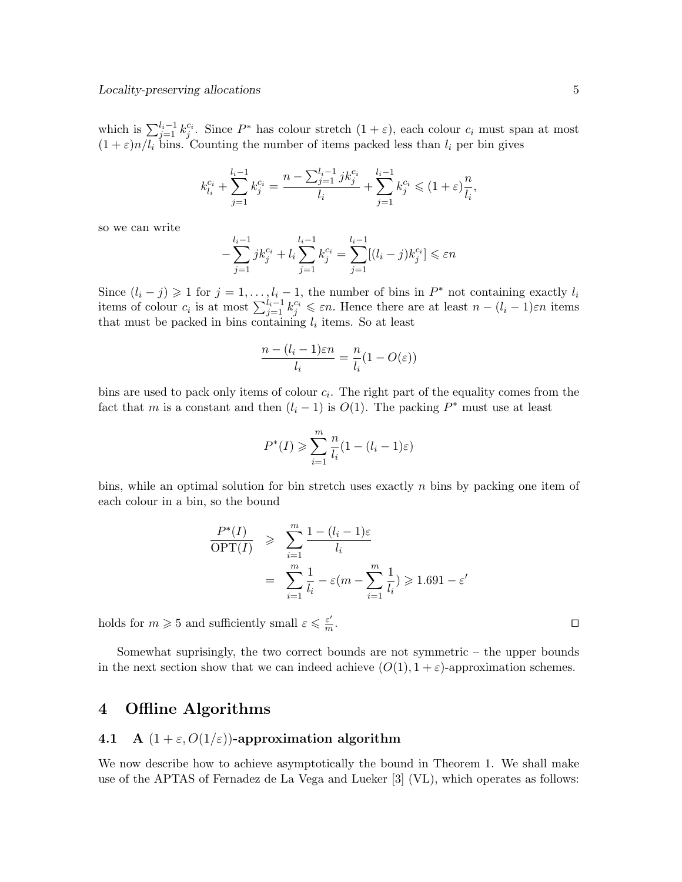which is $\sum_{j=1}^{l_i-1} k_j^{c_i}$. Since $P^*$ has colour stretch $(1+\varepsilon)$, each colour $c_i$ must span at most $(1+\varepsilon)n/l_i$ bins. Counting the number of items packed less than $l_i$ per bin gives

$$k_{l_i}^{c_i} + \sum_{j=1}^{l_i-1} k_j^{c_i} = \frac{n - \sum_{j=1}^{l_i-1} jk_j^{c_i}}{l_i} + \sum_{j=1}^{l_i-1} k_j^{c_i} \leqslant (1+\varepsilon)\frac{n}{l_i},$$

so we can write

$$-\sum_{j=1}^{l_i-1} jk_j^{c_i} + l_i \sum_{j=1}^{l_i-1} k_j^{c_i} = \sum_{j=1}^{l_i-1} [(l_i - j)k_j^{c_i}] \leqslant \varepsilon n$$

Since $(l_i - j) \geqslant 1$ for $j = 1, \ldots, l_i - 1$, the number of bins in $P^*$ not containing exactly $l_i$ items of colour $c_i$ is at most $\sum_{j=1}^{l_i-1} k_j^{c_i} \leqslant \varepsilon n$. Hence there are at least $n - (l_i - 1)\varepsilon n$ items that must be packed in bins containing $l_i$ items. So at least

$$\frac{n - (l_i - 1)\varepsilon n}{l_i} = \frac{n}{l_i}(1 - O(\varepsilon))$$

bins are used to pack only items of colour $c_i$. The right part of the equality comes from the fact that $m$ is a constant and then $(l_i - 1)$ is $O(1)$. The packing $P^*$ must use at least

$$P^*(I) \geqslant \sum_{i=1}^{m} \frac{n}{l_i}(1 - (l_i - 1)\varepsilon)$$

bins, while an optimal solution for bin stretch uses exactly $n$ bins by packing one item of each colour in a bin, so the bound

$$\begin{aligned}
\frac{P^*(I)}{\mathrm{OPT}(I)} &\geqslant \sum_{i=1}^{m} \frac{1 - (l_i - 1)\varepsilon}{l_i} \\
&= \sum_{i=1}^{m} \frac{1}{l_i} - \varepsilon(m - \sum_{i=1}^{m} \frac{1}{l_i}) \geqslant 1.691 - \varepsilon'
\end{aligned}$$

holds for $m \geqslant 5$ and sufficiently small $\varepsilon \leqslant \frac{\varepsilon'}{m}$. □

Somewhat suprisingly, the two correct bounds are not symmetric – the upper bounds in the next section show that we can indeed achieve $(O(1), 1 + \varepsilon)$-approximation schemes.

## 4 Offline Algorithms

### 4.1 A $(1 + \varepsilon, O(1/\varepsilon))$-approximation algorithm

We now describe how to achieve asymptotically the bound in Theorem 1. We shall make use of the APTAS of Fernadez de La Vega and Lueker [3] (VL), which operates as follows: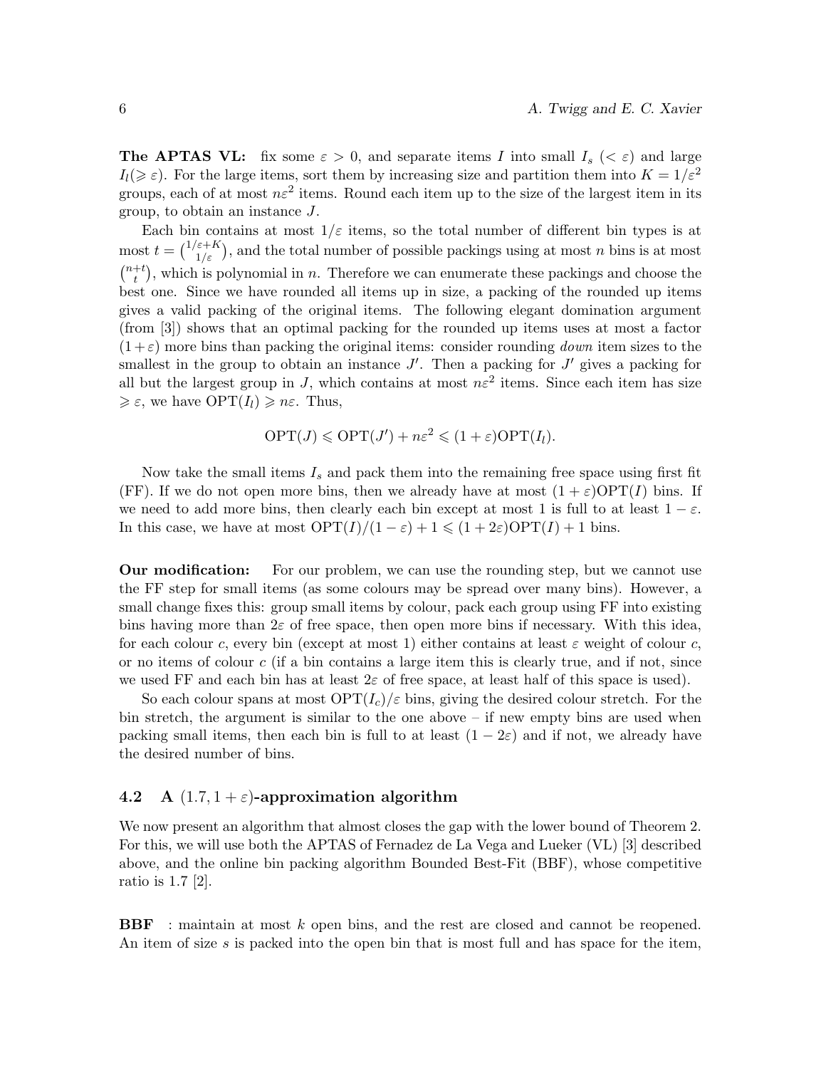**The APTAS VL:** fix some $\varepsilon > 0$, and separate items $I$ into small $I_s$ ($< \varepsilon$) and large $I_l$($\geqslant \varepsilon$). For the large items, sort them by increasing size and partition them into $K = 1/\varepsilon^2$ groups, each of at most $n\varepsilon^2$ items. Round each item up to the size of the largest item in its group, to obtain an instance $J$.

Each bin contains at most $1/\varepsilon$ items, so the total number of different bin types is at most $t = \binom{1/\varepsilon+K}{1/\varepsilon}$, and the total number of possible packings using at most $n$ bins is at most $\binom{n+t}{t}$, which is polynomial in $n$. Therefore we can enumerate these packings and choose the best one. Since we have rounded all items up in size, a packing of the rounded up items gives a valid packing of the original items. The following elegant domination argument (from [3]) shows that an optimal packing for the rounded up items uses at most a factor $(1+\varepsilon)$ more bins than packing the original items: consider rounding *down* item sizes to the smallest in the group to obtain an instance $J'$. Then a packing for $J'$ gives a packing for all but the largest group in $J$, which contains at most $n\varepsilon^2$ items. Since each item has size $\geqslant \varepsilon$, we have $\mathrm{OPT}(I_l) \geqslant n\varepsilon$. Thus,

$$\mathrm{OPT}(J) \leqslant \mathrm{OPT}(J') + n\varepsilon^2 \leqslant (1+\varepsilon)\mathrm{OPT}(I_l).$$

Now take the small items $I_s$ and pack them into the remaining free space using first fit (FF). If we do not open more bins, then we already have at most $(1+\varepsilon)\mathrm{OPT}(I)$ bins. If we need to add more bins, then clearly each bin except at most 1 is full to at least $1-\varepsilon$. In this case, we have at most $\mathrm{OPT}(I)/(1-\varepsilon) + 1 \leqslant (1+2\varepsilon)\mathrm{OPT}(I) + 1$ bins.

**Our modification:** For our problem, we can use the rounding step, but we cannot use the FF step for small items (as some colours may be spread over many bins). However, a small change fixes this: group small items by colour, pack each group using FF into existing bins having more than $2\varepsilon$ of free space, then open more bins if necessary. With this idea, for each colour $c$, every bin (except at most 1) either contains at least $\varepsilon$ weight of colour $c$, or no items of colour $c$ (if a bin contains a large item this is clearly true, and if not, since we used FF and each bin has at least $2\varepsilon$ of free space, at least half of this space is used).

So each colour spans at most $\mathrm{OPT}(I_c)/\varepsilon$ bins, giving the desired colour stretch. For the bin stretch, the argument is similar to the one above – if new empty bins are used when packing small items, then each bin is full to at least $(1-2\varepsilon)$ and if not, we already have the desired number of bins.

### 4.2 A $(1.7, 1+\varepsilon)$-approximation algorithm

We now present an algorithm that almost closes the gap with the lower bound of Theorem 2. For this, we will use both the APTAS of Fernadez de La Vega and Lueker (VL) [3] described above, and the online bin packing algorithm Bounded Best-Fit (BBF), whose competitive ratio is 1.7 [2].

**BBF** : maintain at most $k$ open bins, and the rest are closed and cannot be reopened. An item of size $s$ is packed into the open bin that is most full and has space for the item,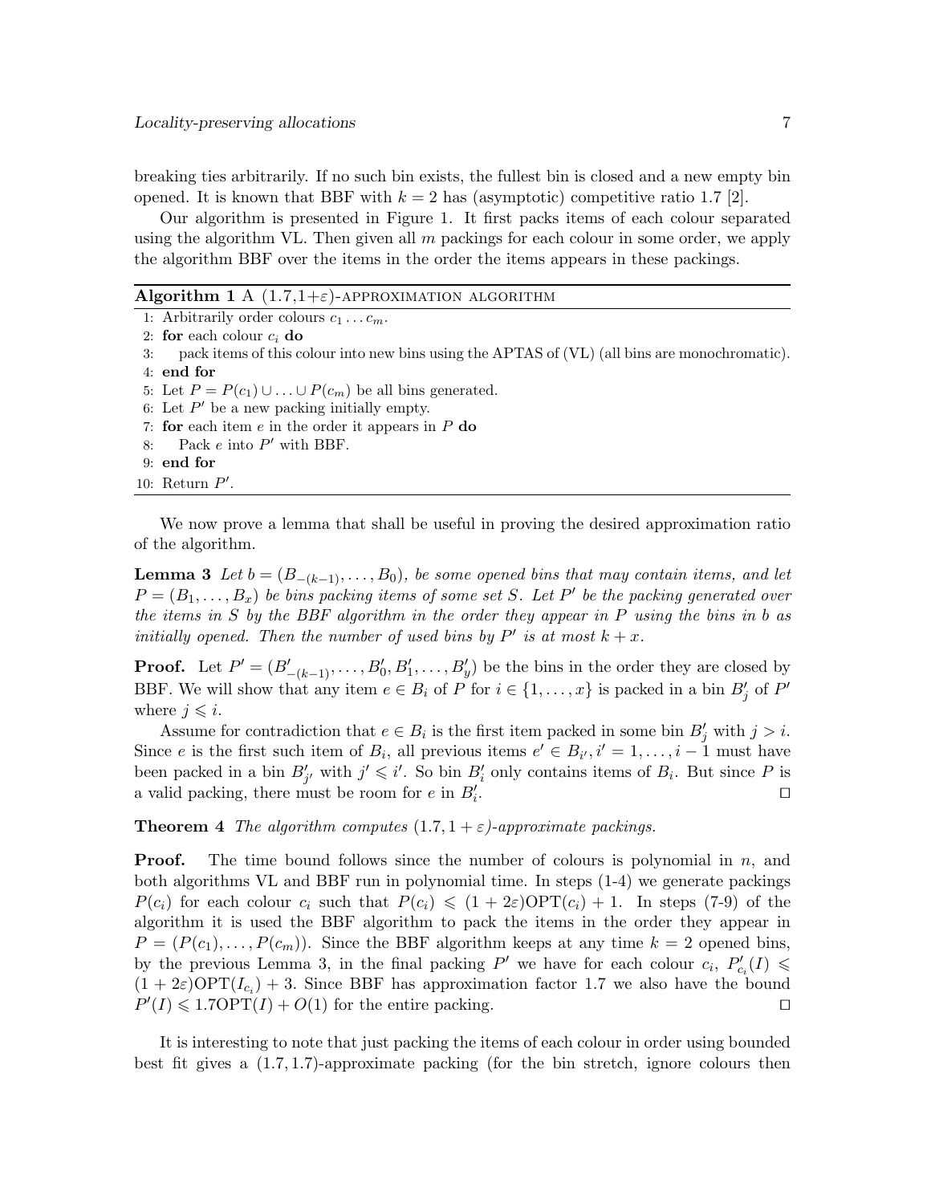breaking ties arbitrarily. If no such bin exists, the fullest bin is closed and a new empty bin opened. It is known that BBF with $k = 2$ has (asymptotic) competitive ratio 1.7 [2].

Our algorithm is presented in Figure 1. It first packs items of each colour separated using the algorithm VL. Then given all $m$ packings for each colour in some order, we apply the algorithm BBF over the items in the order the items appears in these packings.

**Algorithm 1** A $(1.7,1+\varepsilon)$-APPROXIMATION ALGORITHM

```
1: Arbitrarily order colours c_1 ... c_m.
2: for each colour c_i do
3:     pack items of this colour into new bins using the APTAS of (VL) (all bins are monochromatic).
4: end for
5: Let P = P(c_1) ∪ ... ∪ P(c_m) be all bins generated.
6: Let P' be a new packing initially empty.
7: for each item e in the order it appears in P do
8:     Pack e into P' with BBF.
9: end for
10: Return P'.
```

We now prove a lemma that shall be useful in proving the desired approximation ratio of the algorithm.

**Lemma 3** *Let $b = (B_{-(k-1)}, \ldots, B_0)$, be some opened bins that may contain items, and let $P = (B_1, \ldots, B_x)$ be bins packing items of some set $S$. Let $P'$ be the packing generated over the items in $S$ by the BBF algorithm in the order they appear in $P$ using the bins in $b$ as initially opened. Then the number of used bins by $P'$ is at most $k + x$.*

**Proof.** Let $P' = (B'_{-(k-1)}, \ldots, B'_0, B'_1, \ldots, B'_y)$ be the bins in the order they are closed by BBF. We will show that any item $e \in B_i$ of $P$ for $i \in \{1, \ldots, x\}$ is packed in a bin $B'_j$ of $P'$ where $j \leqslant i$.

Assume for contradiction that $e \in B_i$ is the first item packed in some bin $B'_j$ with $j > i$. Since $e$ is the first such item of $B_i$, all previous items $e' \in B_{i'}, i' = 1, \ldots, i-1$ must have been packed in a bin $B'_{j'}$ with $j' \leqslant i'$. So bin $B'_i$ only contains items of $B_i$. But since $P$ is a valid packing, there must be room for $e$ in $B'_i$. ◻

**Theorem 4** *The algorithm computes $(1.7, 1+\varepsilon)$-approximate packings.*

**Proof.** The time bound follows since the number of colours is polynomial in $n$, and both algorithms VL and BBF run in polynomial time. In steps (1-4) we generate packings $P(c_i)$ for each colour $c_i$ such that $P(c_i) \leqslant (1 + 2\varepsilon)\text{OPT}(c_i) + 1$. In steps (7-9) of the algorithm it is used the BBF algorithm to pack the items in the order they appear in $P = (P(c_1), \ldots, P(c_m))$. Since the BBF algorithm keeps at any time $k = 2$ opened bins, by the previous Lemma 3, in the final packing $P'$ we have for each colour $c_i$, $P'_{c_i}(I) \leqslant (1 + 2\varepsilon)\text{OPT}(I_{c_i}) + 3$. Since BBF has approximation factor 1.7 we also have the bound $P'(I) \leqslant 1.7\text{OPT}(I) + O(1)$ for the entire packing. ◻

It is interesting to note that just packing the items of each colour in order using bounded best fit gives a $(1.7, 1.7)$-approximate packing (for the bin stretch, ignore colours then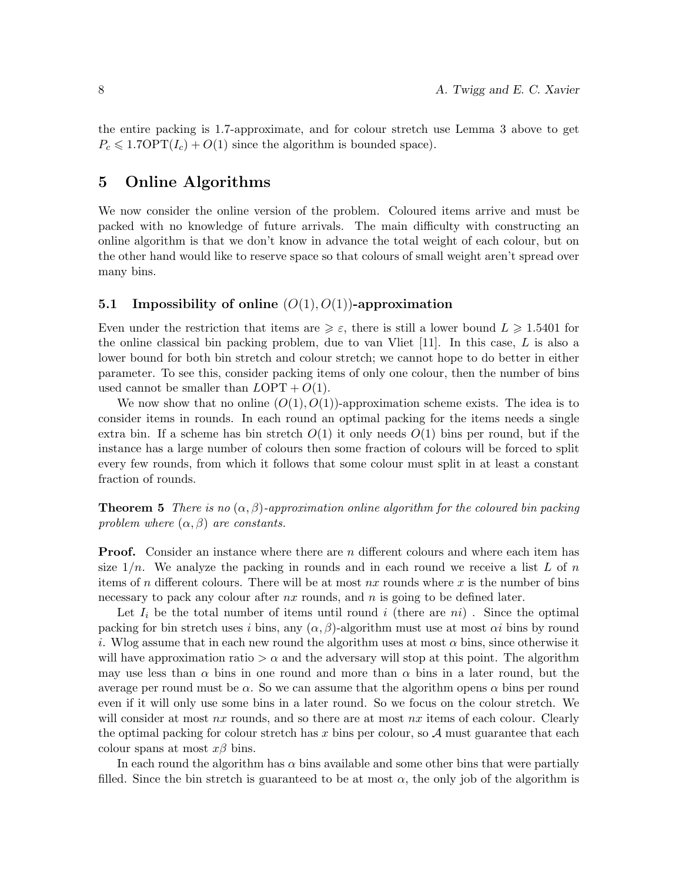the entire packing is 1.7-approximate, and for colour stretch use Lemma 3 above to get $P_c \leqslant 1.7\text{OPT}(I_c) + O(1)$ since the algorithm is bounded space).

## 5 Online Algorithms

We now consider the online version of the problem. Coloured items arrive and must be packed with no knowledge of future arrivals. The main difficulty with constructing an online algorithm is that we don't know in advance the total weight of each colour, but on the other hand would like to reserve space so that colours of small weight aren't spread over many bins.

### 5.1 Impossibility of online $(O(1), O(1))$-approximation

Even under the restriction that items are $\geqslant \varepsilon$, there is still a lower bound $L \geqslant 1.5401$ for the online classical bin packing problem, due to van Vliet [11]. In this case, $L$ is also a lower bound for both bin stretch and colour stretch; we cannot hope to do better in either parameter. To see this, consider packing items of only one colour, then the number of bins used cannot be smaller than $L\text{OPT} + O(1)$.

We now show that no online $(O(1), O(1))$-approximation scheme exists. The idea is to consider items in rounds. In each round an optimal packing for the items needs a single extra bin. If a scheme has bin stretch $O(1)$ it only needs $O(1)$ bins per round, but if the instance has a large number of colours then some fraction of colours will be forced to split every few rounds, from which it follows that some colour must split in at least a constant fraction of rounds.

**Theorem 5** *There is no $(\alpha, \beta)$-approximation online algorithm for the coloured bin packing problem where $(\alpha, \beta)$ are constants.*

**Proof.** Consider an instance where there are $n$ different colours and where each item has size $1/n$. We analyze the packing in rounds and in each round we receive a list $L$ of $n$ items of $n$ different colours. There will be at most $nx$ rounds where $x$ is the number of bins necessary to pack any colour after $nx$ rounds, and $n$ is going to be defined later.

Let $I_i$ be the total number of items until round $i$ (there are $ni$) . Since the optimal packing for bin stretch uses $i$ bins, any $(\alpha, \beta)$-algorithm must use at most $\alpha i$ bins by round $i$. Wlog assume that in each new round the algorithm uses at most $\alpha$ bins, since otherwise it will have approximation ratio $> \alpha$ and the adversary will stop at this point. The algorithm may use less than $\alpha$ bins in one round and more than $\alpha$ bins in a later round, but the average per round must be $\alpha$. So we can assume that the algorithm opens $\alpha$ bins per round even if it will only use some bins in a later round. So we focus on the colour stretch. We will consider at most $nx$ rounds, and so there are at most $nx$ items of each colour. Clearly the optimal packing for colour stretch has $x$ bins per colour, so $\mathcal{A}$ must guarantee that each colour spans at most $x\beta$ bins.

In each round the algorithm has $\alpha$ bins available and some other bins that were partially filled. Since the bin stretch is guaranteed to be at most $\alpha$, the only job of the algorithm is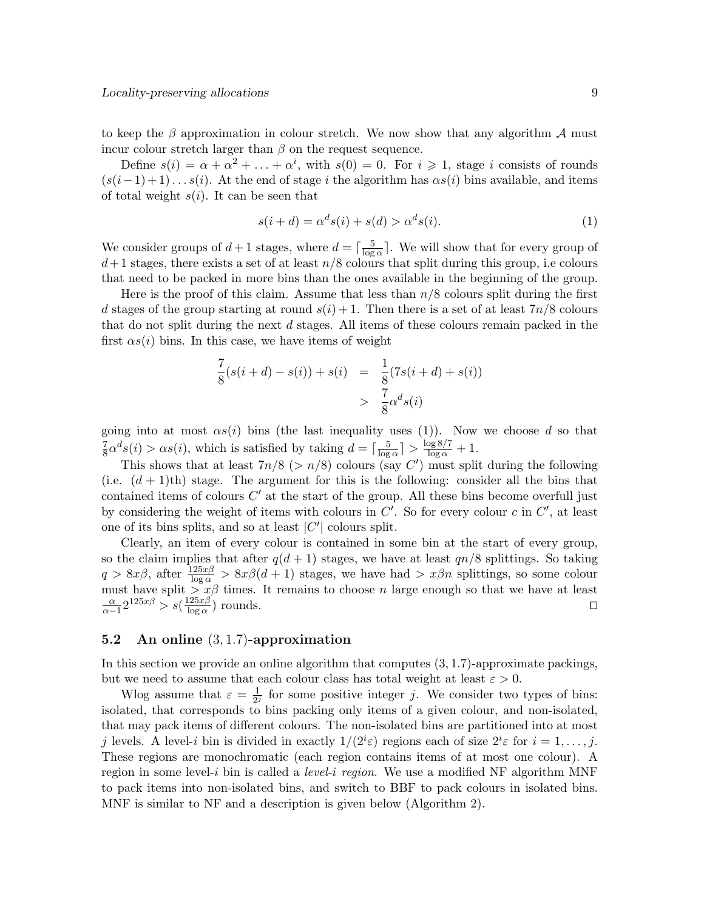to keep the $\beta$ approximation in colour stretch. We now show that any algorithm $\mathcal{A}$ must incur colour stretch larger than $\beta$ on the request sequence.

Define $s(i) = \alpha + \alpha^2 + \ldots + \alpha^i$, with $s(0) = 0$. For $i \geqslant 1$, stage $i$ consists of rounds $(s(i-1)+1) \ldots s(i)$. At the end of stage $i$ the algorithm has $\alpha s(i)$ bins available, and items of total weight $s(i)$. It can be seen that

$$s(i+d) = \alpha^d s(i) + s(d) > \alpha^d s(i). \tag{1}$$

We consider groups of $d+1$ stages, where $d = \lceil \frac{5}{\log \alpha} \rceil$. We will show that for every group of $d+1$ stages, there exists a set of at least $n/8$ colours that split during this group, i.e colours that need to be packed in more bins than the ones available in the beginning of the group.

Here is the proof of this claim. Assume that less than $n/8$ colours split during the first $d$ stages of the group starting at round $s(i)+1$. Then there is a set of at least $7n/8$ colours that do not split during the next $d$ stages. All items of these colours remain packed in the first $\alpha s(i)$ bins. In this case, we have items of weight

$$\begin{aligned} \frac{7}{8}(s(i+d) - s(i)) + s(i) &= \frac{1}{8}(7s(i+d) + s(i)) \\ &> \frac{7}{8}\alpha^d s(i) \end{aligned}$$

going into at most $\alpha s(i)$ bins (the last inequality uses (1)). Now we choose $d$ so that $\frac{7}{8}\alpha^d s(i) > \alpha s(i)$, which is satisfied by taking $d = \lceil \frac{5}{\log \alpha} \rceil > \frac{\log 8/7}{\log \alpha} + 1$.

This shows that at least $7n/8$ ($> n/8$) colours (say $C'$) must split during the following (i.e. $(d+1)$th) stage. The argument for this is the following: consider all the bins that contained items of colours $C'$ at the start of the group. All these bins become overfull just by considering the weight of items with colours in $C'$. So for every colour $c$ in $C'$, at least one of its bins splits, and so at least $|C'|$ colours split.

Clearly, an item of every colour is contained in some bin at the start of every group, so the claim implies that after $q(d+1)$ stages, we have at least $qn/8$ splittings. So taking $q > 8x\beta$, after $\frac{125x\beta}{\log \alpha} > 8x\beta(d+1)$ stages, we have had $> x\beta n$ splittings, so some colour must have split $> x\beta$ times. It remains to choose $n$ large enough so that we have at least $\frac{\alpha}{\alpha-1}2^{125x\beta} > s(\frac{125x\beta}{\log \alpha})$ rounds. $\square$

### 5.2 An online $(3, 1.7)$-approximation

In this section we provide an online algorithm that computes $(3, 1.7)$-approximate packings, but we need to assume that each colour class has total weight at least $\varepsilon > 0$.

Wlog assume that $\varepsilon = \frac{1}{2^j}$ for some positive integer $j$. We consider two types of bins: isolated, that corresponds to bins packing only items of a given colour, and non-isolated, that may pack items of different colours. The non-isolated bins are partitioned into at most $j$ levels. A level-$i$ bin is divided in exactly $1/(2^i\varepsilon)$ regions each of size $2^i\varepsilon$ for $i = 1, \ldots, j$. These regions are monochromatic (each region contains items of at most one colour). A region in some level-$i$ bin is called a *level-$i$ region*. We use a modified NF algorithm MNF to pack items into non-isolated bins, and switch to BBF to pack colours in isolated bins. MNF is similar to NF and a description is given below (Algorithm 2).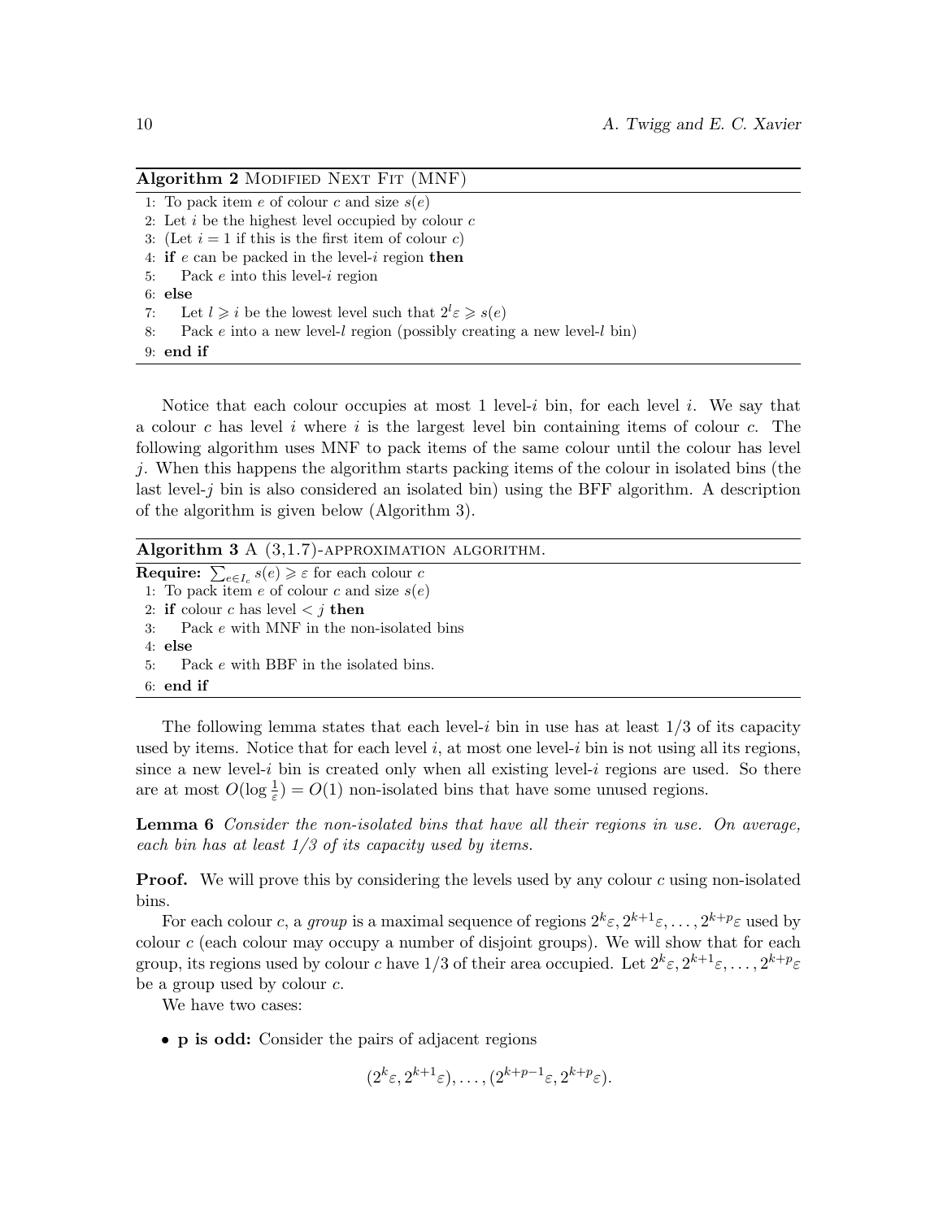**Algorithm 2** Modified Next Fit (MNF)

```
1: To pack item e of colour c and size s(e)
2: Let i be the highest level occupied by colour c
3: (Let i = 1 if this is the first item of colour c)
4: if e can be packed in the level-i region then
5:     Pack e into this level-i region
6: else
7:     Let l ⩾ i be the lowest level such that 2^l ε ⩾ s(e)
8:     Pack e into a new level-l region (possibly creating a new level-l bin)
9: end if
```

Notice that each colour occupies at most 1 level-$i$ bin, for each level $i$. We say that a colour $c$ has level $i$ where $i$ is the largest level bin containing items of colour $c$. The following algorithm uses MNF to pack items of the same colour until the colour has level $j$. When this happens the algorithm starts packing items of the colour in isolated bins (the last level-$j$ bin is also considered an isolated bin) using the BFF algorithm. A description of the algorithm is given below (Algorithm 3).

**Algorithm 3** A (3,1.7)-approximation algorithm.

```
Require: Σ_{e∈I_c} s(e) ⩾ ε for each colour c
1: To pack item e of colour c and size s(e)
2: if colour c has level < j then
3:     Pack e with MNF in the non-isolated bins
4: else
5:     Pack e with BBF in the isolated bins.
6: end if
```

The following lemma states that each level-$i$ bin in use has at least 1/3 of its capacity used by items. Notice that for each level $i$, at most one level-$i$ bin is not using all its regions, since a new level-$i$ bin is created only when all existing level-$i$ regions are used. So there are at most $O(\log \frac{1}{\varepsilon}) = O(1)$ non-isolated bins that have some unused regions.

**Lemma 6** *Consider the non-isolated bins that have all their regions in use. On average, each bin has at least 1/3 of its capacity used by items.*

**Proof.** We will prove this by considering the levels used by any colour $c$ using non-isolated bins.

For each colour $c$, a *group* is a maximal sequence of regions $2^k\varepsilon, 2^{k+1}\varepsilon, \ldots, 2^{k+p}\varepsilon$ used by colour $c$ (each colour may occupy a number of disjoint groups). We will show that for each group, its regions used by colour $c$ have 1/3 of their area occupied. Let $2^k\varepsilon, 2^{k+1}\varepsilon, \ldots, 2^{k+p}\varepsilon$ be a group used by colour $c$.

We have two cases:

- **p is odd:** Consider the pairs of adjacent regions

$$(2^k\varepsilon, 2^{k+1}\varepsilon), \ldots, (2^{k+p-1}\varepsilon, 2^{k+p}\varepsilon).$$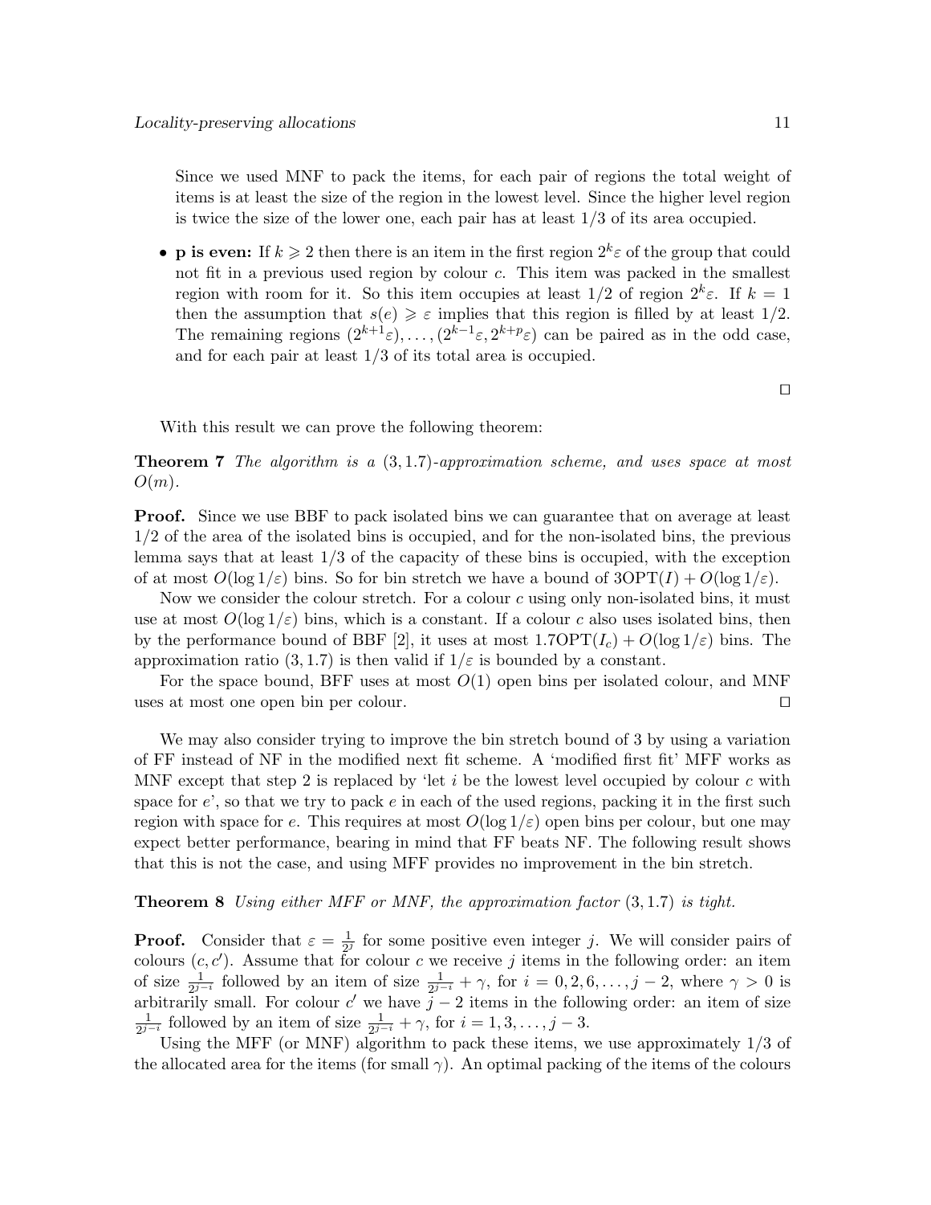Since we used MNF to pack the items, for each pair of regions the total weight of items is at least the size of the region in the lowest level. Since the higher level region is twice the size of the lower one, each pair has at least 1/3 of its area occupied.

- **p is even:** If $k \geqslant 2$ then there is an item in the first region $2^k\varepsilon$ of the group that could not fit in a previous used region by colour $c$. This item was packed in the smallest region with room for it. So this item occupies at least 1/2 of region $2^k\varepsilon$. If $k = 1$ then the assumption that $s(e) \geqslant \varepsilon$ implies that this region is filled by at least 1/2. The remaining regions $(2^{k+1}\varepsilon), \ldots, (2^{k-1}\varepsilon, 2^{k+p}\varepsilon)$ can be paired as in the odd case, and for each pair at least 1/3 of its total area is occupied.

□

With this result we can prove the following theorem:

**Theorem 7** *The algorithm is a* $(3, 1.7)$*-approximation scheme, and uses space at most* $O(m)$*.*

**Proof.** Since we use BBF to pack isolated bins we can guarantee that on average at least 1/2 of the area of the isolated bins is occupied, and for the non-isolated bins, the previous lemma says that at least 1/3 of the capacity of these bins is occupied, with the exception of at most $O(\log 1/\varepsilon)$ bins. So for bin stretch we have a bound of $3\mathrm{OPT}(I) + O(\log 1/\varepsilon)$.

Now we consider the colour stretch. For a colour $c$ using only non-isolated bins, it must use at most $O(\log 1/\varepsilon)$ bins, which is a constant. If a colour $c$ also uses isolated bins, then by the performance bound of BBF [2], it uses at most $1.7\mathrm{OPT}(I_c) + O(\log 1/\varepsilon)$ bins. The approximation ratio $(3, 1.7)$ is then valid if $1/\varepsilon$ is bounded by a constant.

For the space bound, BFF uses at most $O(1)$ open bins per isolated colour, and MNF uses at most one open bin per colour. □

We may also consider trying to improve the bin stretch bound of 3 by using a variation of FF instead of NF in the modified next fit scheme. A 'modified first fit' MFF works as MNF except that step 2 is replaced by 'let $i$ be the lowest level occupied by colour $c$ with space for $e$', so that we try to pack $e$ in each of the used regions, packing it in the first such region with space for $e$. This requires at most $O(\log 1/\varepsilon)$ open bins per colour, but one may expect better performance, bearing in mind that FF beats NF. The following result shows that this is not the case, and using MFF provides no improvement in the bin stretch.

**Theorem 8** *Using either MFF or MNF, the approximation factor* $(3, 1.7)$ *is tight.*

**Proof.** Consider that $\varepsilon = \frac{1}{2^j}$ for some positive even integer $j$. We will consider pairs of colours $(c, c')$. Assume that for colour $c$ we receive $j$ items in the following order: an item of size $\frac{1}{2^{j-i}}$ followed by an item of size $\frac{1}{2^{j-i}} + \gamma$, for $i = 0, 2, 6, \ldots, j-2$, where $\gamma > 0$ is arbitrarily small. For colour $c'$ we have $j-2$ items in the following order: an item of size $\frac{1}{2^{j-i}}$ followed by an item of size $\frac{1}{2^{j-i}} + \gamma$, for $i = 1, 3, \ldots, j-3$.

Using the MFF (or MNF) algorithm to pack these items, we use approximately 1/3 of the allocated area for the items (for small $\gamma$). An optimal packing of the items of the colours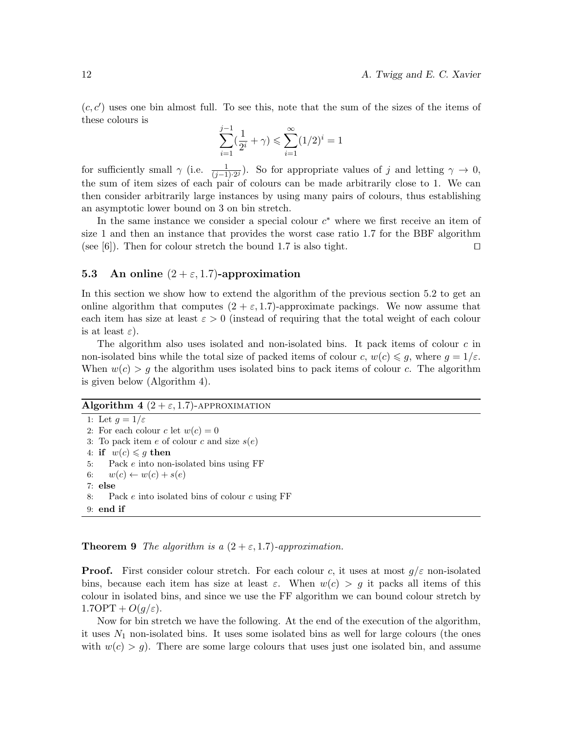$(c, c')$ uses one bin almost full. To see this, note that the sum of the sizes of the items of these colours is

$$\sum_{i=1}^{j-1}(\frac{1}{2^i} + \gamma) \leqslant \sum_{i=1}^{\infty}(1/2)^i = 1$$

for sufficiently small $\gamma$ (i.e. $\frac{1}{(j-1)\cdot 2^j}$). So for appropriate values of $j$ and letting $\gamma \to 0$, the sum of item sizes of each pair of colours can be made arbitrarily close to 1. We can then consider arbitrarily large instances by using many pairs of colours, thus establishing an asymptotic lower bound on 3 on bin stretch.

In the same instance we consider a special colour $c^*$ where we first receive an item of size 1 and then an instance that provides the worst case ratio 1.7 for the BBF algorithm (see [6]). Then for colour stretch the bound 1.7 is also tight. ◻

### 5.3 An online $(2 + \varepsilon, 1.7)$-approximation

In this section we show how to extend the algorithm of the previous section 5.2 to get an online algorithm that computes $(2 + \varepsilon, 1.7)$-approximate packings. We now assume that each item has size at least $\varepsilon > 0$ (instead of requiring that the total weight of each colour is at least $\varepsilon$).

The algorithm also uses isolated and non-isolated bins. It pack items of colour $c$ in non-isolated bins while the total size of packed items of colour $c$, $w(c) \leqslant g$, where $g = 1/\varepsilon$. When $w(c) > g$ the algorithm uses isolated bins to pack items of colour $c$. The algorithm is given below (Algorithm 4).

**Algorithm 4** $(2 + \varepsilon, 1.7)$-APPROXIMATION

```
1: Let g = 1/ε
2: For each colour c let w(c) = 0
3: To pack item e of colour c and size s(e)
4: if  w(c) ⩽ g then
5:     Pack e into non-isolated bins using FF
6:     w(c) ← w(c) + s(e)
7: else
8:     Pack e into isolated bins of colour c using FF
9: end if
```

**Theorem 9** *The algorithm is a $(2 + \varepsilon, 1.7)$-approximation.*

**Proof.** First consider colour stretch. For each colour $c$, it uses at most $g/\varepsilon$ non-isolated bins, because each item has size at least $\varepsilon$. When $w(c) > g$ it packs all items of this colour in isolated bins, and since we use the FF algorithm we can bound colour stretch by $1.7\text{OPT} + O(g/\varepsilon)$.

Now for bin stretch we have the following. At the end of the execution of the algorithm, it uses $N_1$ non-isolated bins. It uses some isolated bins as well for large colours (the ones with $w(c) > g$). There are some large colours that uses just one isolated bin, and assume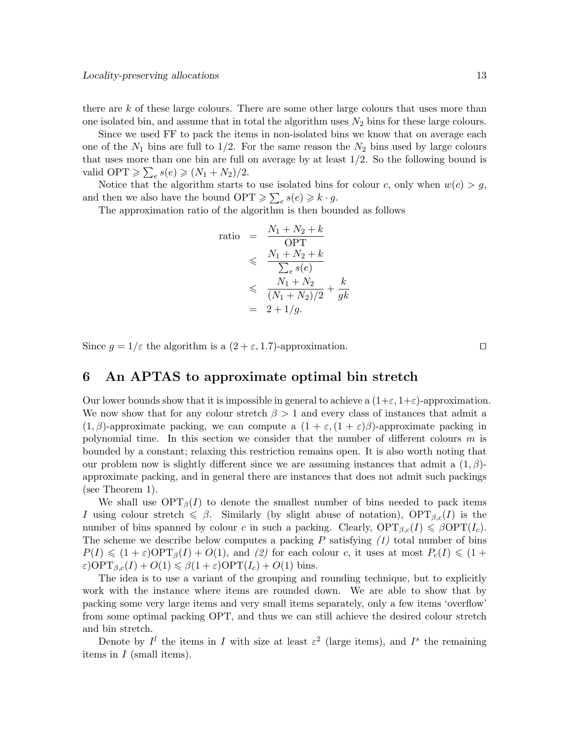there are $k$ of these large colours. There are some other large colours that uses more than one isolated bin, and assume that in total the algorithm uses $N_2$ bins for these large colours.

Since we used FF to pack the items in non-isolated bins we know that on average each one of the $N_1$ bins are full to $1/2$. For the same reason the $N_2$ bins used by large colours that uses more than one bin are full on average by at least $1/2$. So the following bound is valid $\mathrm{OPT} \geqslant \sum_e s(e) \geqslant (N_1 + N_2)/2$.

Notice that the algorithm starts to use isolated bins for colour $c$, only when $w(c) > g$, and then we also have the bound $\mathrm{OPT} \geqslant \sum_e s(e) \geqslant k \cdot g$.

The approximation ratio of the algorithm is then bounded as follows

$$
\begin{aligned}
\text{ratio} &= \frac{N_1 + N_2 + k}{\mathrm{OPT}} \\
&\leqslant \frac{N_1 + N_2 + k}{\sum_e s(e)} \\
&\leqslant \frac{N_1 + N_2}{(N_1 + N_2)/2} + \frac{k}{gk} \\
&= 2 + 1/g.
\end{aligned}
$$

Since $g = 1/\varepsilon$ the algorithm is a $(2 + \varepsilon, 1.7)$-approximation. ◻

## 6 An APTAS to approximate optimal bin stretch

Our lower bounds show that it is impossible in general to achieve a $(1+\varepsilon, 1+\varepsilon)$-approximation. We now show that for any colour stretch $\beta > 1$ and every class of instances that admit a $(1, \beta)$-approximate packing, we can compute a $(1 + \varepsilon, (1 + \varepsilon)\beta)$-approximate packing in polynomial time. In this section we consider that the number of different colours $m$ is bounded by a constant; relaxing this restriction remains open. It is also worth noting that our problem now is slightly different since we are assuming instances that admit a $(1, \beta)$-approximate packing, and in general there are instances that does not admit such packings (see Theorem 1).

We shall use $\mathrm{OPT}_\beta(I)$ to denote the smallest number of bins needed to pack items $I$ using colour stretch $\leqslant \beta$. Similarly (by slight abuse of notation), $\mathrm{OPT}_{\beta,c}(I)$ is the number of bins spanned by colour $c$ in such a packing. Clearly, $\mathrm{OPT}_{\beta,c}(I) \leqslant \beta \mathrm{OPT}(I_c)$. The scheme we describe below computes a packing $P$ satisfying *(1)* total number of bins $P(I) \leqslant (1 + \varepsilon)\mathrm{OPT}_\beta(I) + O(1)$, and *(2)* for each colour $c$, it uses at most $P_c(I) \leqslant (1 + \varepsilon)\mathrm{OPT}_{\beta,c}(I) + O(1) \leqslant \beta(1 + \varepsilon)\mathrm{OPT}(I_c) + O(1)$ bins.

The idea is to use a variant of the grouping and rounding technique, but to explicitly work with the instance where items are rounded down. We are able to show that by packing some very large items and very small items separately, only a few items 'overflow' from some optimal packing OPT, and thus we can still achieve the desired colour stretch and bin stretch.

Denote by $I^l$ the items in $I$ with size at least $\varepsilon^2$ (large items), and $I^s$ the remaining items in $I$ (small items).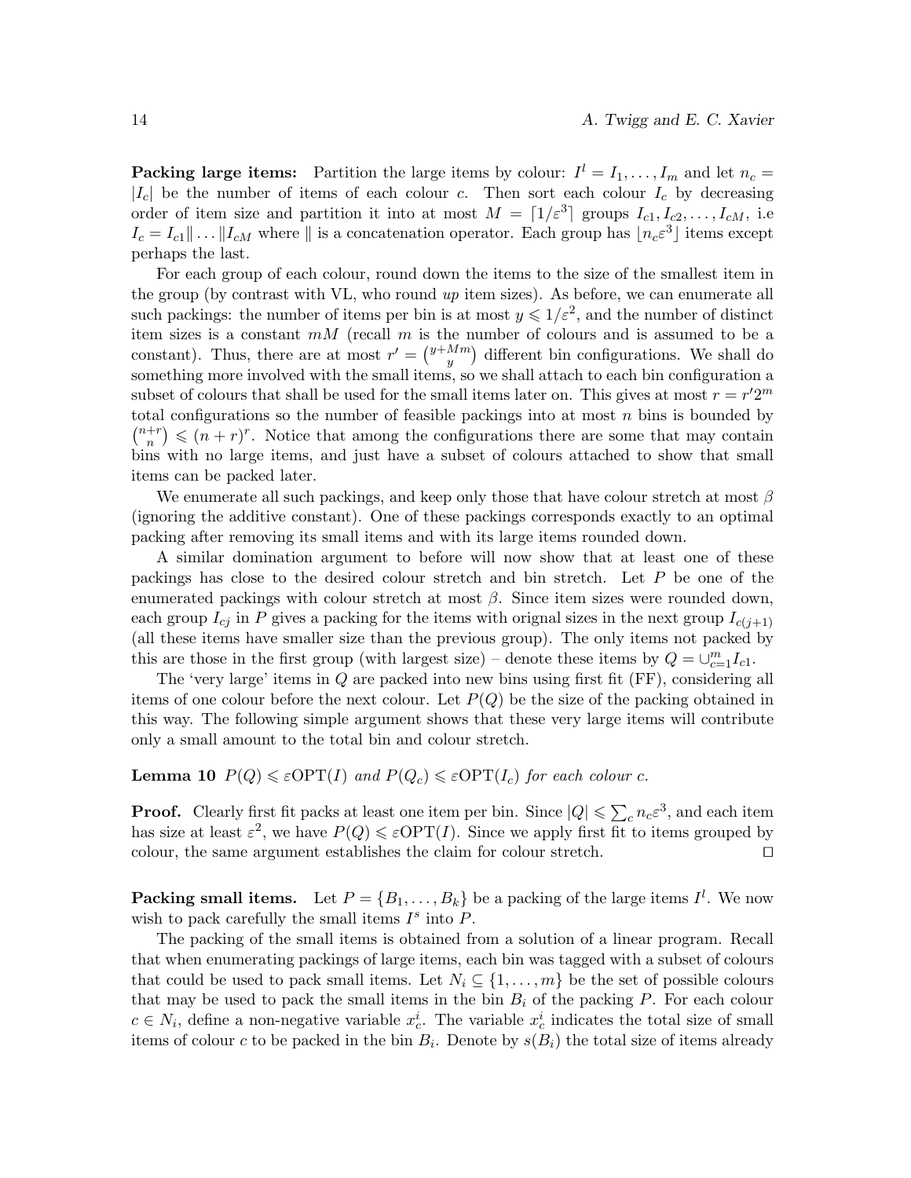**Packing large items:** Partition the large items by colour: $I^l = I_1, \ldots, I_m$ and let $n_c = |I_c|$ be the number of items of each colour $c$. Then sort each colour $I_c$ by decreasing order of item size and partition it into at most $M = \lceil 1/\varepsilon^3 \rceil$ groups $I_{c1}, I_{c2}, \ldots, I_{cM}$, i.e $I_c = I_{c1} \| \ldots \| I_{cM}$ where $\|$ is a concatenation operator. Each group has $\lfloor n_c \varepsilon^3 \rfloor$ items except perhaps the last.

For each group of each colour, round down the items to the size of the smallest item in the group (by contrast with VL, who round *up* item sizes). As before, we can enumerate all such packings: the number of items per bin is at most $y \leqslant 1/\varepsilon^2$, and the number of distinct item sizes is a constant $mM$ (recall $m$ is the number of colours and is assumed to be a constant). Thus, there are at most $r' = \binom{y+Mm}{y}$ different bin configurations. We shall do something more involved with the small items, so we shall attach to each bin configuration a subset of colours that shall be used for the small items later on. This gives at most $r = r'2^m$ total configurations so the number of feasible packings into at most $n$ bins is bounded by $\binom{n+r}{n} \leqslant (n+r)^r$. Notice that among the configurations there are some that may contain bins with no large items, and just have a subset of colours attached to show that small items can be packed later.

We enumerate all such packings, and keep only those that have colour stretch at most $\beta$ (ignoring the additive constant). One of these packings corresponds exactly to an optimal packing after removing its small items and with its large items rounded down.

A similar domination argument to before will now show that at least one of these packings has close to the desired colour stretch and bin stretch. Let $P$ be one of the enumerated packings with colour stretch at most $\beta$. Since item sizes were rounded down, each group $I_{cj}$ in $P$ gives a packing for the items with orignal sizes in the next group $I_{c(j+1)}$ (all these items have smaller size than the previous group). The only items not packed by this are those in the first group (with largest size) – denote these items by $Q = \cup_{c=1}^{m} I_{c1}$.

The 'very large' items in $Q$ are packed into new bins using first fit (FF), considering all items of one colour before the next colour. Let $P(Q)$ be the size of the packing obtained in this way. The following simple argument shows that these very large items will contribute only a small amount to the total bin and colour stretch.

**Lemma 10** *$P(Q) \leqslant \varepsilon\mathrm{OPT}(I)$ and $P(Q_c) \leqslant \varepsilon\mathrm{OPT}(I_c)$ for each colour $c$.*

**Proof.** Clearly first fit packs at least one item per bin. Since $|Q| \leqslant \sum_c n_c \varepsilon^3$, and each item has size at least $\varepsilon^2$, we have $P(Q) \leqslant \varepsilon\mathrm{OPT}(I)$. Since we apply first fit to items grouped by colour, the same argument establishes the claim for colour stretch. ◻

**Packing small items.** Let $P = \{B_1, \ldots, B_k\}$ be a packing of the large items $I^l$. We now wish to pack carefully the small items $I^s$ into $P$.

The packing of the small items is obtained from a solution of a linear program. Recall that when enumerating packings of large items, each bin was tagged with a subset of colours that could be used to pack small items. Let $N_i \subseteq \{1, \ldots, m\}$ be the set of possible colours that may be used to pack the small items in the bin $B_i$ of the packing $P$. For each colour $c \in N_i$, define a non-negative variable $x_c^i$. The variable $x_c^i$ indicates the total size of small items of colour $c$ to be packed in the bin $B_i$. Denote by $s(B_i)$ the total size of items already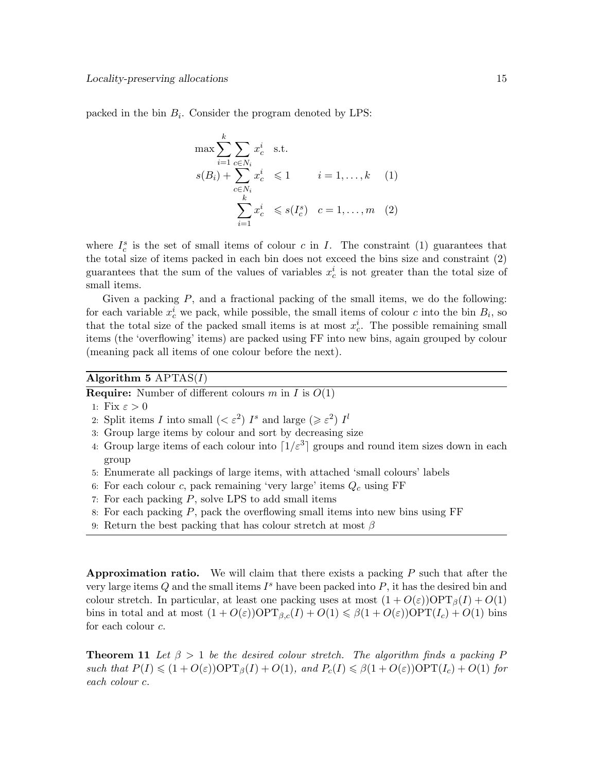packed in the bin $B_i$. Consider the program denoted by LPS:

$$
\begin{aligned}
\max \sum_{i=1}^{k} \sum_{c \in N_i} x_c^i \quad & \text{s.t.} \\
s(B_i) + \sum_{c \in N_i} x_c^i \quad & \leqslant 1 \qquad\quad i = 1, \ldots, k \quad (1) \\
\sum_{i=1}^{k} x_c^i \quad & \leqslant s(I_c^s) \quad c = 1, \ldots, m \quad (2)
\end{aligned}
$$

where $I_c^s$ is the set of small items of colour $c$ in $I$. The constraint (1) guarantees that the total size of items packed in each bin does not exceed the bins size and constraint (2) guarantees that the sum of the values of variables $x_c^i$ is not greater than the total size of small items.

Given a packing $P$, and a fractional packing of the small items, we do the following: for each variable $x_c^i$ we pack, while possible, the small items of colour $c$ into the bin $B_i$, so that the total size of the packed small items is at most $x_c^i$. The possible remaining small items (the 'overflowing' items) are packed using FF into new bins, again grouped by colour (meaning pack all items of one colour before the next).

**Algorithm 5** APTAS($I$)

**Require:** Number of different colours $m$ in $I$ is $O(1)$

1: Fix $\varepsilon > 0$
2: Split items $I$ into small ($< \varepsilon^2$) $I^s$ and large ($\geqslant \varepsilon^2$) $I^l$
3: Group large items by colour and sort by decreasing size
4: Group large items of each colour into $\lceil 1/\varepsilon^3 \rceil$ groups and round item sizes down in each group
5: Enumerate all packings of large items, with attached 'small colours' labels
6: For each colour $c$, pack remaining 'very large' items $Q_c$ using FF
7: For each packing $P$, solve LPS to add small items
8: For each packing $P$, pack the overflowing small items into new bins using FF
9: Return the best packing that has colour stretch at most $\beta$

**Approximation ratio.** We will claim that there exists a packing $P$ such that after the very large items $Q$ and the small items $I^s$ have been packed into $P$, it has the desired bin and colour stretch. In particular, at least one packing uses at most $(1 + O(\varepsilon))\mathrm{OPT}_\beta(I) + O(1)$ bins in total and at most $(1 + O(\varepsilon))\mathrm{OPT}_{\beta,c}(I) + O(1) \leqslant \beta(1 + O(\varepsilon))\mathrm{OPT}(I_c) + O(1)$ bins for each colour $c$.

**Theorem 11** *Let $\beta > 1$ be the desired colour stretch. The algorithm finds a packing $P$ such that $P(I) \leqslant (1 + O(\varepsilon))\mathrm{OPT}_\beta(I) + O(1)$, and $P_c(I) \leqslant \beta(1 + O(\varepsilon))\mathrm{OPT}(I_c) + O(1)$ for each colour $c$.*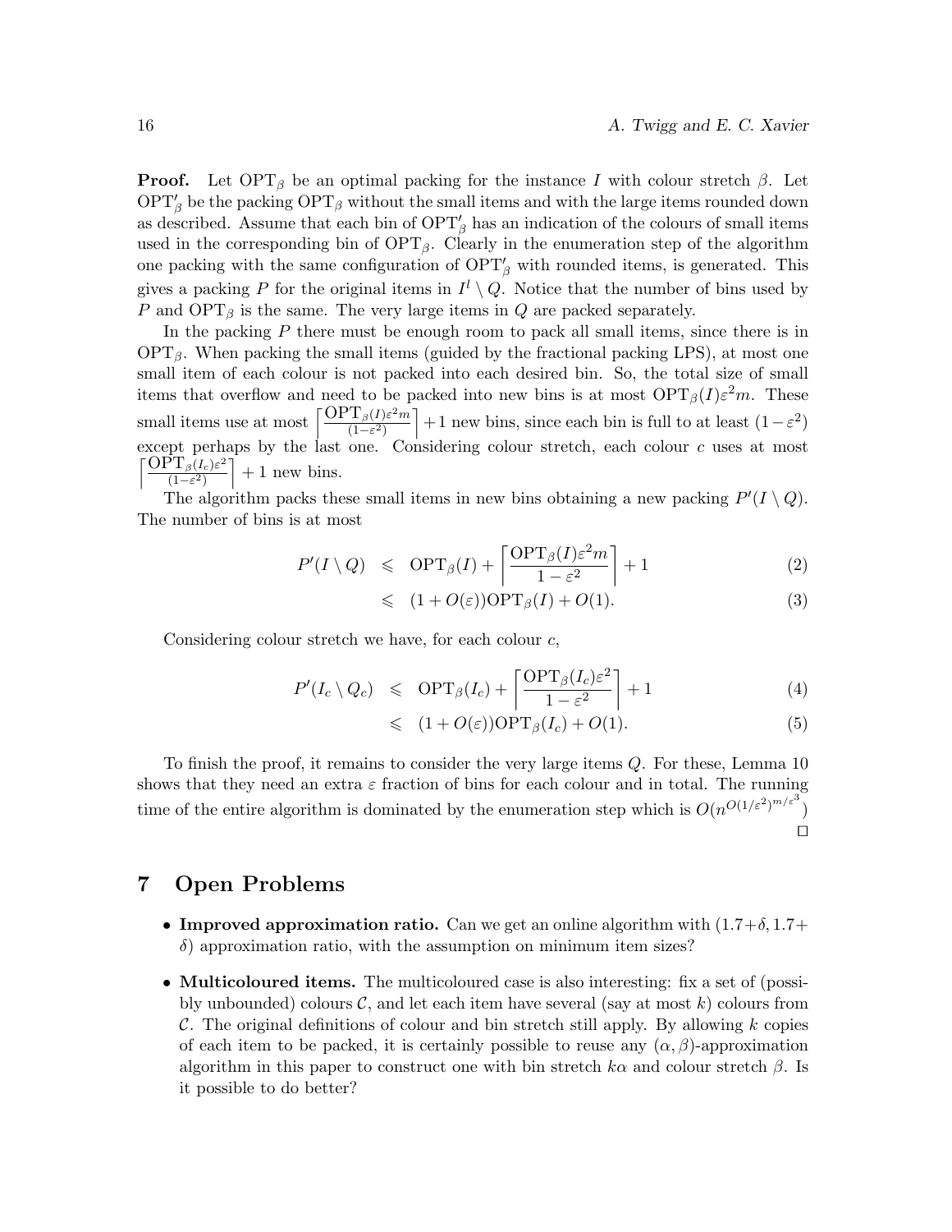**Proof.** Let $\text{OPT}_\beta$ be an optimal packing for the instance $I$ with colour stretch $\beta$. Let $\text{OPT}'_\beta$ be the packing $\text{OPT}_\beta$ without the small items and with the large items rounded down as described. Assume that each bin of $\text{OPT}'_\beta$ has an indication of the colours of small items used in the corresponding bin of $\text{OPT}_\beta$. Clearly in the enumeration step of the algorithm one packing with the same configuration of $\text{OPT}'_\beta$ with rounded items, is generated. This gives a packing $P$ for the original items in $I^l \setminus Q$. Notice that the number of bins used by $P$ and $\text{OPT}_\beta$ is the same. The very large items in $Q$ are packed separately.

In the packing $P$ there must be enough room to pack all small items, since there is in $\text{OPT}_\beta$. When packing the small items (guided by the fractional packing LPS), at most one small item of each colour is not packed into each desired bin. So, the total size of small items that overflow and need to be packed into new bins is at most $\text{OPT}_\beta(I)\varepsilon^2 m$. These small items use at most $\left\lceil \frac{\text{OPT}_\beta(I)\varepsilon^2 m}{(1-\varepsilon^2)} \right\rceil + 1$ new bins, since each bin is full to at least $(1-\varepsilon^2)$ except perhaps by the last one. Considering colour stretch, each colour $c$ uses at most $\left\lceil \frac{\text{OPT}_\beta(I_c)\varepsilon^2}{(1-\varepsilon^2)} \right\rceil + 1$ new bins.

The algorithm packs these small items in new bins obtaining a new packing $P'(I \setminus Q)$. The number of bins is at most

$$P'(I \setminus Q) \leqslant \text{OPT}_\beta(I) + \left\lceil \frac{\text{OPT}_\beta(I)\varepsilon^2 m}{1-\varepsilon^2} \right\rceil + 1 \tag{2}$$

$$\leqslant (1 + O(\varepsilon))\text{OPT}_\beta(I) + O(1). \tag{3}$$

Considering colour stretch we have, for each colour $c$,

$$P'(I_c \setminus Q_c) \leqslant \text{OPT}_\beta(I_c) + \left\lceil \frac{\text{OPT}_\beta(I_c)\varepsilon^2}{1-\varepsilon^2} \right\rceil + 1 \tag{4}$$

$$\leqslant (1 + O(\varepsilon))\text{OPT}_\beta(I_c) + O(1). \tag{5}$$

To finish the proof, it remains to consider the very large items $Q$. For these, Lemma 10 shows that they need an extra $\varepsilon$ fraction of bins for each colour and in total. The running time of the entire algorithm is dominated by the enumeration step which is $O(n^{O(1/\varepsilon^2)^{m/\varepsilon^3}})$ ◻

## 7 Open Problems

- **Improved approximation ratio.** Can we get an online algorithm with $(1.7+\delta, 1.7+\delta)$ approximation ratio, with the assumption on minimum item sizes?
- **Multicoloured items.** The multicoloured case is also interesting: fix a set of (possibly unbounded) colours $\mathcal{C}$, and let each item have several (say at most $k$) colours from $\mathcal{C}$. The original definitions of colour and bin stretch still apply. By allowing $k$ copies of each item to be packed, it is certainly possible to reuse any $(\alpha, \beta)$-approximation algorithm in this paper to construct one with bin stretch $k\alpha$ and colour stretch $\beta$. Is it possible to do better?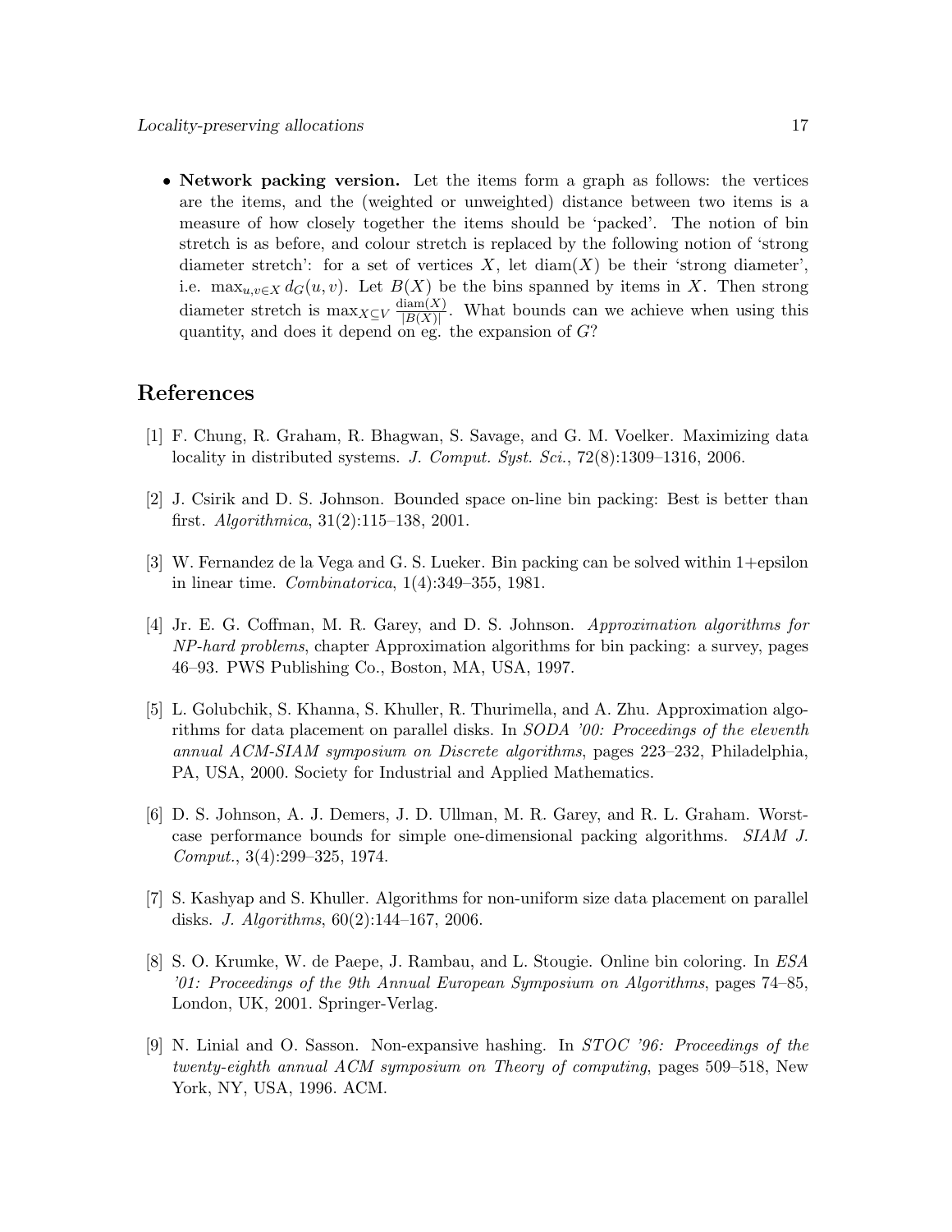- **Network packing version.** Let the items form a graph as follows: the vertices are the items, and the (weighted or unweighted) distance between two items is a measure of how closely together the items should be 'packed'. The notion of bin stretch is as before, and colour stretch is replaced by the following notion of 'strong diameter stretch': for a set of vertices $X$, let $\mathrm{diam}(X)$ be their 'strong diameter', i.e. $\max_{u,v \in X} d_G(u,v)$. Let $B(X)$ be the bins spanned by items in $X$. Then strong diameter stretch is $\max_{X \subseteq V} \frac{\mathrm{diam}(X)}{|B(X)|}$. What bounds can we achieve when using this quantity, and does it depend on eg. the expansion of $G$?

# References

[1] F. Chung, R. Graham, R. Bhagwan, S. Savage, and G. M. Voelker. Maximizing data locality in distributed systems. *J. Comput. Syst. Sci.*, 72(8):1309–1316, 2006.

[2] J. Csirik and D. S. Johnson. Bounded space on-line bin packing: Best is better than first. *Algorithmica*, 31(2):115–138, 2001.

[3] W. Fernandez de la Vega and G. S. Lueker. Bin packing can be solved within 1+epsilon in linear time. *Combinatorica*, 1(4):349–355, 1981.

[4] Jr. E. G. Coffman, M. R. Garey, and D. S. Johnson. *Approximation algorithms for NP-hard problems*, chapter Approximation algorithms for bin packing: a survey, pages 46–93. PWS Publishing Co., Boston, MA, USA, 1997.

[5] L. Golubchik, S. Khanna, S. Khuller, R. Thurimella, and A. Zhu. Approximation algorithms for data placement on parallel disks. In *SODA '00: Proceedings of the eleventh annual ACM-SIAM symposium on Discrete algorithms*, pages 223–232, Philadelphia, PA, USA, 2000. Society for Industrial and Applied Mathematics.

[6] D. S. Johnson, A. J. Demers, J. D. Ullman, M. R. Garey, and R. L. Graham. Worst-case performance bounds for simple one-dimensional packing algorithms. *SIAM J. Comput.*, 3(4):299–325, 1974.

[7] S. Kashyap and S. Khuller. Algorithms for non-uniform size data placement on parallel disks. *J. Algorithms*, 60(2):144–167, 2006.

[8] S. O. Krumke, W. de Paepe, J. Rambau, and L. Stougie. Online bin coloring. In *ESA '01: Proceedings of the 9th Annual European Symposium on Algorithms*, pages 74–85, London, UK, 2001. Springer-Verlag.

[9] N. Linial and O. Sasson. Non-expansive hashing. In *STOC '96: Proceedings of the twenty-eighth annual ACM symposium on Theory of computing*, pages 509–518, New York, NY, USA, 1996. ACM.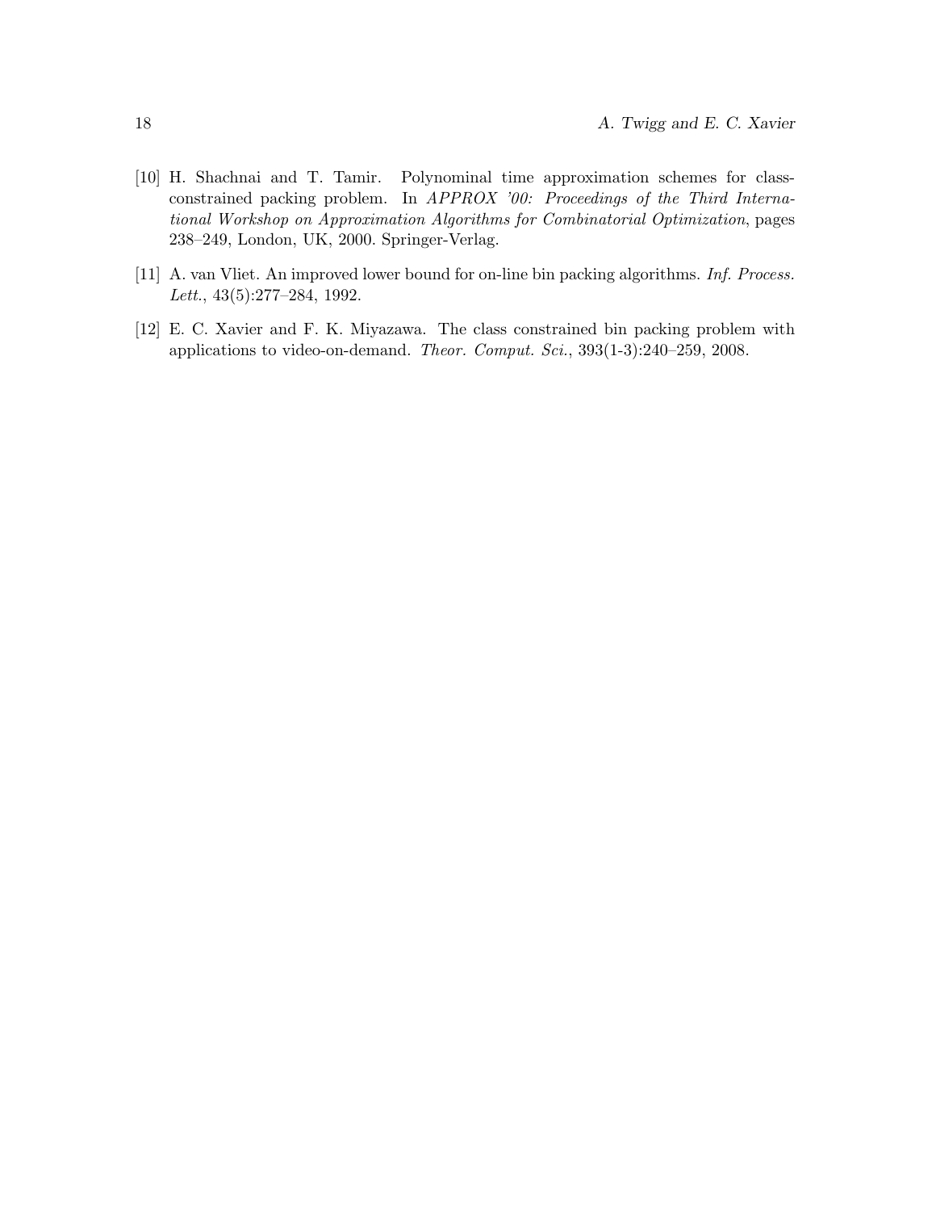[10] H. Shachnai and T. Tamir. Polynominal time approximation schemes for class-constrained packing problem. In *APPROX '00: Proceedings of the Third International Workshop on Approximation Algorithms for Combinatorial Optimization*, pages 238–249, London, UK, 2000. Springer-Verlag.

[11] A. van Vliet. An improved lower bound for on-line bin packing algorithms. *Inf. Process. Lett.*, 43(5):277–284, 1992.

[12] E. C. Xavier and F. K. Miyazawa. The class constrained bin packing problem with applications to video-on-demand. *Theor. Comput. Sci.*, 393(1-3):240–259, 2008.